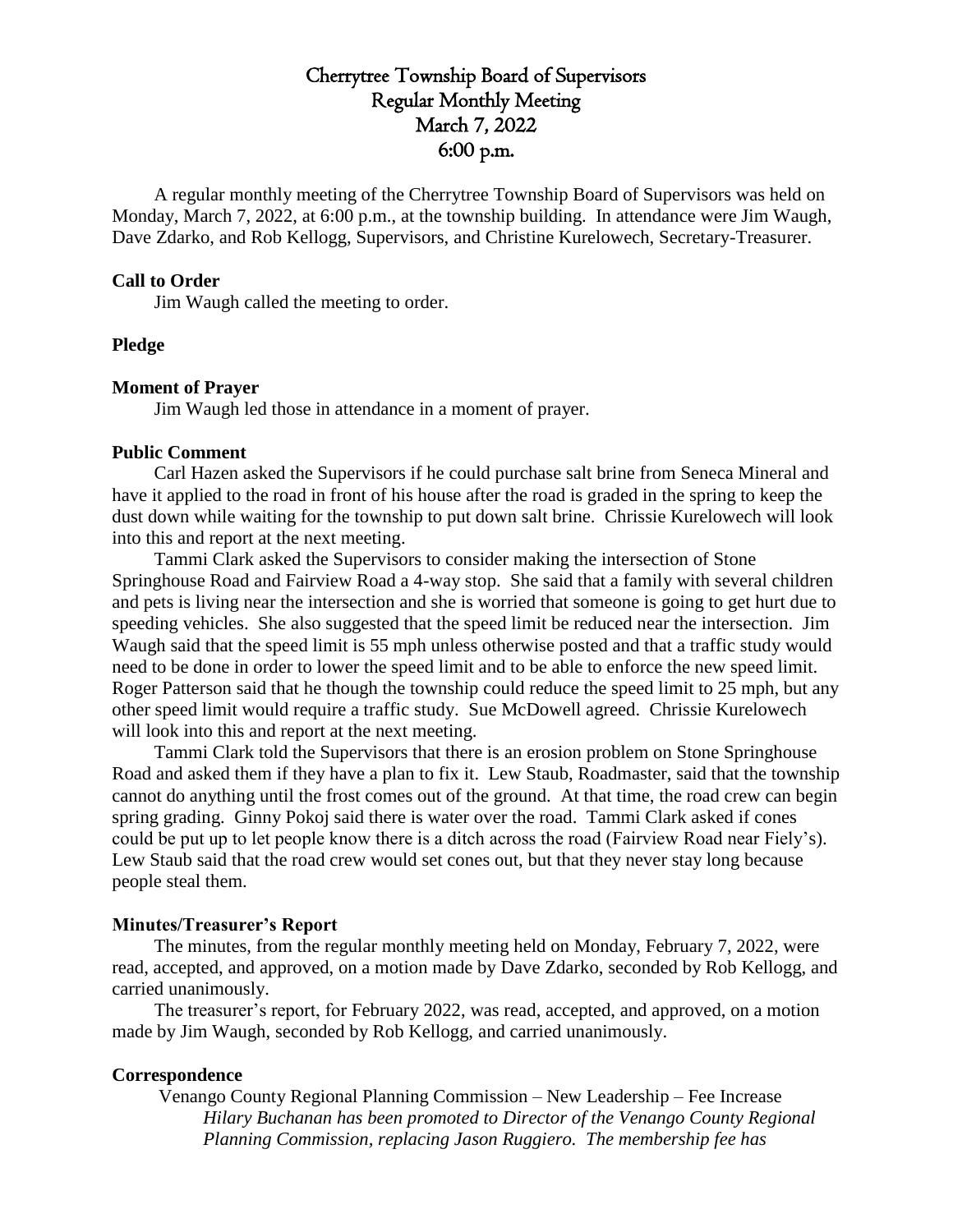# Cherrytree Township Board of Supervisors
## Regular Monthly Meeting
## March 7, 2022
## 6:00 p.m.

A regular monthly meeting of the Cherrytree Township Board of Supervisors was held on Monday, March 7, 2022, at 6:00 p.m., at the township building. In attendance were Jim Waugh, Dave Zdarko, and Rob Kellogg, Supervisors, and Christine Kurelowech, Secretary-Treasurer.

**Call to Order**

Jim Waugh called the meeting to order.

**Pledge**

**Moment of Prayer**

Jim Waugh led those in attendance in a moment of prayer.

**Public Comment**

Carl Hazen asked the Supervisors if he could purchase salt brine from Seneca Mineral and have it applied to the road in front of his house after the road is graded in the spring to keep the dust down while waiting for the township to put down salt brine. Chrissie Kurelowech will look into this and report at the next meeting.

Tammi Clark asked the Supervisors to consider making the intersection of Stone Springhouse Road and Fairview Road a 4-way stop. She said that a family with several children and pets is living near the intersection and she is worried that someone is going to get hurt due to speeding vehicles. She also suggested that the speed limit be reduced near the intersection. Jim Waugh said that the speed limit is 55 mph unless otherwise posted and that a traffic study would need to be done in order to lower the speed limit and to be able to enforce the new speed limit. Roger Patterson said that he though the township could reduce the speed limit to 25 mph, but any other speed limit would require a traffic study. Sue McDowell agreed. Chrissie Kurelowech will look into this and report at the next meeting.

Tammi Clark told the Supervisors that there is an erosion problem on Stone Springhouse Road and asked them if they have a plan to fix it. Lew Staub, Roadmaster, said that the township cannot do anything until the frost comes out of the ground. At that time, the road crew can begin spring grading. Ginny Pokoj said there is water over the road. Tammi Clark asked if cones could be put up to let people know there is a ditch across the road (Fairview Road near Fiely's). Lew Staub said that the road crew would set cones out, but that they never stay long because people steal them.

**Minutes/Treasurer's Report**

The minutes, from the regular monthly meeting held on Monday, February 7, 2022, were read, accepted, and approved, on a motion made by Dave Zdarko, seconded by Rob Kellogg, and carried unanimously.

The treasurer's report, for February 2022, was read, accepted, and approved, on a motion made by Jim Waugh, seconded by Rob Kellogg, and carried unanimously.

**Correspondence**

Venango County Regional Planning Commission – New Leadership – Fee Increase

*Hilary Buchanan has been promoted to Director of the Venango County Regional Planning Commission, replacing Jason Ruggiero. The membership fee has*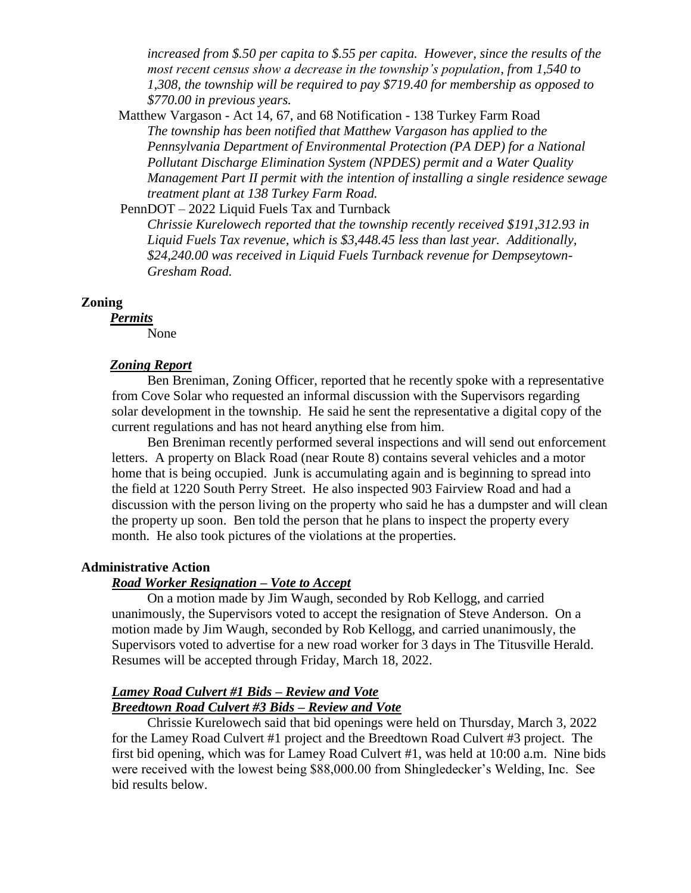*increased from $.50 per capita to $.55 per capita. However, since the results of the most recent census show a decrease in the township's population, from 1,540 to 1,308, the township will be required to pay $719.40 for membership as opposed to $770.00 in previous years.*

Matthew Vargason - Act 14, 67, and 68 Notification - 138 Turkey Farm Road

*The township has been notified that Matthew Vargason has applied to the Pennsylvania Department of Environmental Protection (PA DEP) for a National Pollutant Discharge Elimination System (NPDES) permit and a Water Quality Management Part II permit with the intention of installing a single residence sewage treatment plant at 138 Turkey Farm Road.*

PennDOT – 2022 Liquid Fuels Tax and Turnback

*Chrissie Kurelowech reported that the township recently received $191,312.93 in Liquid Fuels Tax revenue, which is $3,448.45 less than last year. Additionally, $24,240.00 was received in Liquid Fuels Turnback revenue for Dempseytown-Gresham Road.*

## Zoning

***Permits***

None

***Zoning Report***

Ben Breniman, Zoning Officer, reported that he recently spoke with a representative from Cove Solar who requested an informal discussion with the Supervisors regarding solar development in the township. He said he sent the representative a digital copy of the current regulations and has not heard anything else from him.

Ben Breniman recently performed several inspections and will send out enforcement letters. A property on Black Road (near Route 8) contains several vehicles and a motor home that is being occupied. Junk is accumulating again and is beginning to spread into the field at 1220 South Perry Street. He also inspected 903 Fairview Road and had a discussion with the person living on the property who said he has a dumpster and will clean the property up soon. Ben told the person that he plans to inspect the property every month. He also took pictures of the violations at the properties.

## Administrative Action

***Road Worker Resignation – Vote to Accept***

On a motion made by Jim Waugh, seconded by Rob Kellogg, and carried unanimously, the Supervisors voted to accept the resignation of Steve Anderson. On a motion made by Jim Waugh, seconded by Rob Kellogg, and carried unanimously, the Supervisors voted to advertise for a new road worker for 3 days in The Titusville Herald. Resumes will be accepted through Friday, March 18, 2022.

***Lamey Road Culvert #1 Bids – Review and Vote***

***Breedtown Road Culvert #3 Bids – Review and Vote***

Chrissie Kurelowech said that bid openings were held on Thursday, March 3, 2022 for the Lamey Road Culvert #1 project and the Breedtown Road Culvert #3 project. The first bid opening, which was for Lamey Road Culvert #1, was held at 10:00 a.m. Nine bids were received with the lowest being $88,000.00 from Shingledecker's Welding, Inc. See bid results below.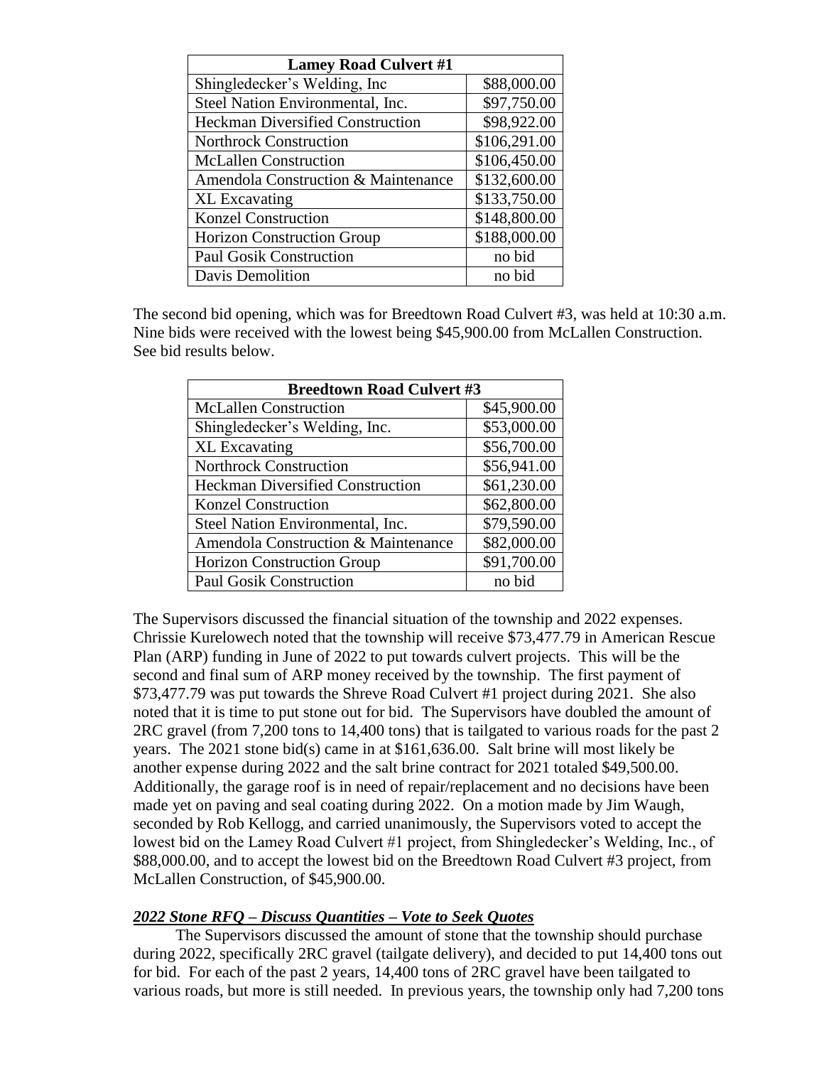| Lamey Road Culvert #1 | |
|---|---|
| Shingledecker's Welding, Inc | $88,000.00 |
| Steel Nation Environmental, Inc. | $97,750.00 |
| Heckman Diversified Construction | $98,922.00 |
| Northrock Construction | $106,291.00 |
| McLallen Construction | $106,450.00 |
| Amendola Construction & Maintenance | $132,600.00 |
| XL Excavating | $133,750.00 |
| Konzel Construction | $148,800.00 |
| Horizon Construction Group | $188,000.00 |
| Paul Gosik Construction | no bid |
| Davis Demolition | no bid |

The second bid opening, which was for Breedtown Road Culvert #3, was held at 10:30 a.m. Nine bids were received with the lowest being $45,900.00 from McLallen Construction. See bid results below.

| Breedtown Road Culvert #3 | |
|---|---|
| McLallen Construction | $45,900.00 |
| Shingledecker's Welding, Inc. | $53,000.00 |
| XL Excavating | $56,700.00 |
| Northrock Construction | $56,941.00 |
| Heckman Diversified Construction | $61,230.00 |
| Konzel Construction | $62,800.00 |
| Steel Nation Environmental, Inc. | $79,590.00 |
| Amendola Construction & Maintenance | $82,000.00 |
| Horizon Construction Group | $91,700.00 |
| Paul Gosik Construction | no bid |

The Supervisors discussed the financial situation of the township and 2022 expenses. Chrissie Kurelowech noted that the township will receive $73,477.79 in American Rescue Plan (ARP) funding in June of 2022 to put towards culvert projects. This will be the second and final sum of ARP money received by the township. The first payment of $73,477.79 was put towards the Shreve Road Culvert #1 project during 2021. She also noted that it is time to put stone out for bid. The Supervisors have doubled the amount of 2RC gravel (from 7,200 tons to 14,400 tons) that is tailgated to various roads for the past 2 years. The 2021 stone bid(s) came in at $161,636.00. Salt brine will most likely be another expense during 2022 and the salt brine contract for 2021 totaled $49,500.00. Additionally, the garage roof is in need of repair/replacement and no decisions have been made yet on paving and seal coating during 2022. On a motion made by Jim Waugh, seconded by Rob Kellogg, and carried unanimously, the Supervisors voted to accept the lowest bid on the Lamey Road Culvert #1 project, from Shingledecker's Welding, Inc., of $88,000.00, and to accept the lowest bid on the Breedtown Road Culvert #3 project, from McLallen Construction, of $45,900.00.

***2022 Stone RFQ – Discuss Quantities – Vote to Seek Quotes***

The Supervisors discussed the amount of stone that the township should purchase during 2022, specifically 2RC gravel (tailgate delivery), and decided to put 14,400 tons out for bid. For each of the past 2 years, 14,400 tons of 2RC gravel have been tailgated to various roads, but more is still needed. In previous years, the township only had 7,200 tons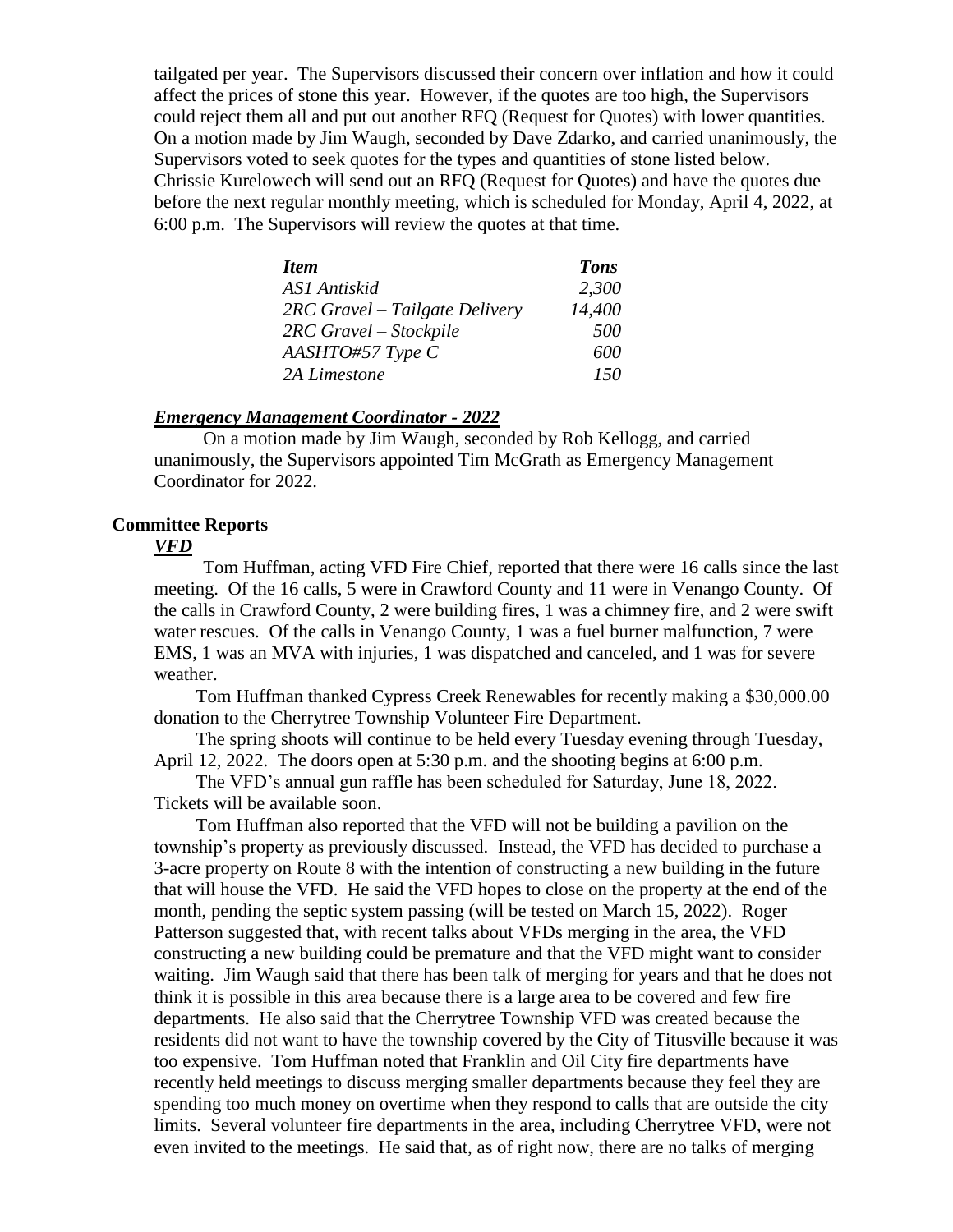tailgated per year. The Supervisors discussed their concern over inflation and how it could affect the prices of stone this year. However, if the quotes are too high, the Supervisors could reject them all and put out another RFQ (Request for Quotes) with lower quantities. On a motion made by Jim Waugh, seconded by Dave Zdarko, and carried unanimously, the Supervisors voted to seek quotes for the types and quantities of stone listed below. Chrissie Kurelowech will send out an RFQ (Request for Quotes) and have the quotes due before the next regular monthly meeting, which is scheduled for Monday, April 4, 2022, at 6:00 p.m. The Supervisors will review the quotes at that time.

| *Item* | *Tons* |
|---|---|
| *AS1 Antiskid* | *2,300* |
| *2RC Gravel – Tailgate Delivery* | *14,400* |
| *2RC Gravel – Stockpile* | *500* |
| *AASHTO#57 Type C* | *600* |
| *2A Limestone* | *150* |

***Emergency Management Coordinator - 2022***

On a motion made by Jim Waugh, seconded by Rob Kellogg, and carried unanimously, the Supervisors appointed Tim McGrath as Emergency Management Coordinator for 2022.

**Committee Reports**

***VFD***

Tom Huffman, acting VFD Fire Chief, reported that there were 16 calls since the last meeting. Of the 16 calls, 5 were in Crawford County and 11 were in Venango County. Of the calls in Crawford County, 2 were building fires, 1 was a chimney fire, and 2 were swift water rescues. Of the calls in Venango County, 1 was a fuel burner malfunction, 7 were EMS, 1 was an MVA with injuries, 1 was dispatched and canceled, and 1 was for severe weather.

Tom Huffman thanked Cypress Creek Renewables for recently making a $30,000.00 donation to the Cherrytree Township Volunteer Fire Department.

The spring shoots will continue to be held every Tuesday evening through Tuesday, April 12, 2022. The doors open at 5:30 p.m. and the shooting begins at 6:00 p.m.

The VFD's annual gun raffle has been scheduled for Saturday, June 18, 2022. Tickets will be available soon.

Tom Huffman also reported that the VFD will not be building a pavilion on the township's property as previously discussed. Instead, the VFD has decided to purchase a 3-acre property on Route 8 with the intention of constructing a new building in the future that will house the VFD. He said the VFD hopes to close on the property at the end of the month, pending the septic system passing (will be tested on March 15, 2022). Roger Patterson suggested that, with recent talks about VFDs merging in the area, the VFD constructing a new building could be premature and that the VFD might want to consider waiting. Jim Waugh said that there has been talk of merging for years and that he does not think it is possible in this area because there is a large area to be covered and few fire departments. He also said that the Cherrytree Township VFD was created because the residents did not want to have the township covered by the City of Titusville because it was too expensive. Tom Huffman noted that Franklin and Oil City fire departments have recently held meetings to discuss merging smaller departments because they feel they are spending too much money on overtime when they respond to calls that are outside the city limits. Several volunteer fire departments in the area, including Cherrytree VFD, were not even invited to the meetings. He said that, as of right now, there are no talks of merging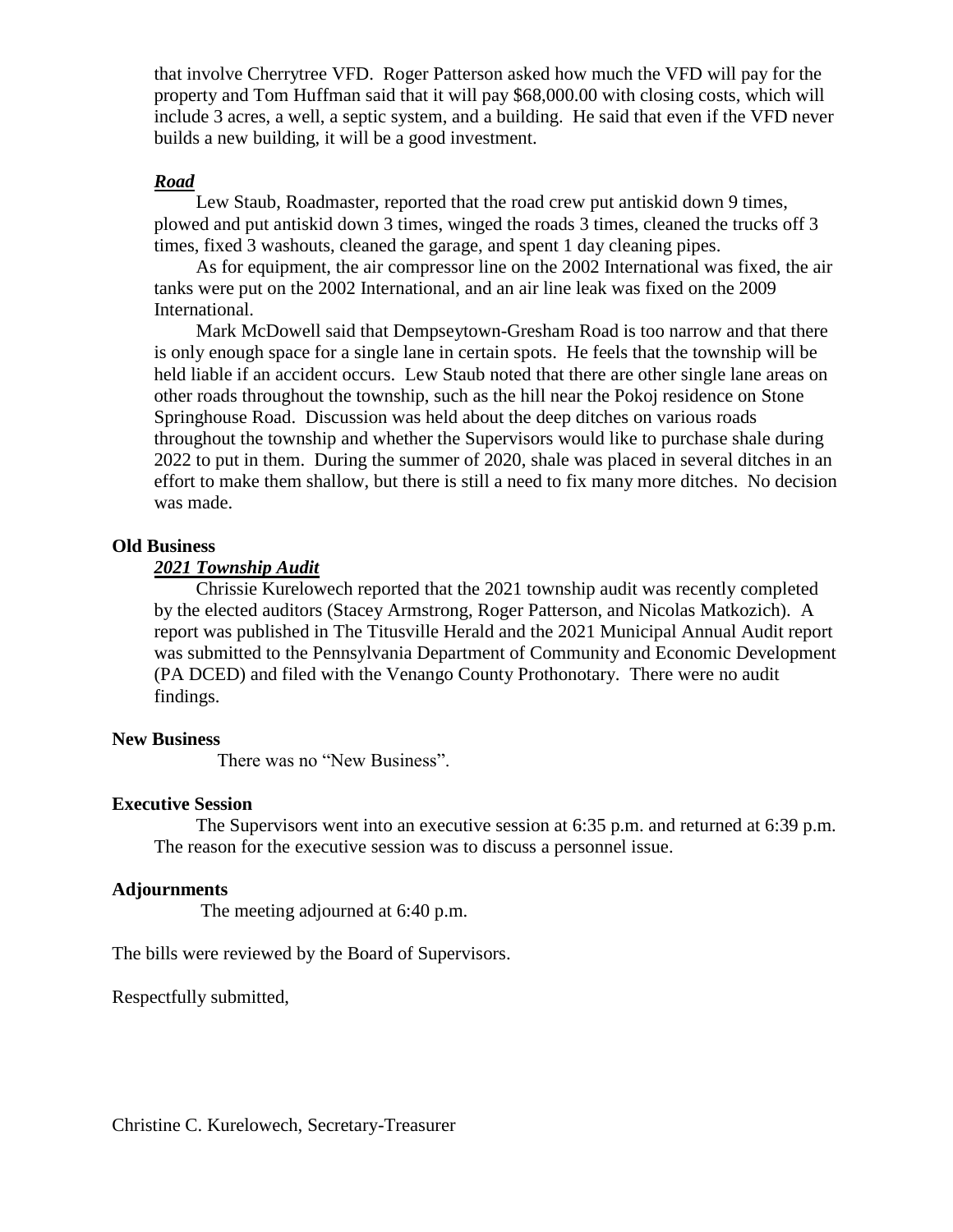that involve Cherrytree VFD. Roger Patterson asked how much the VFD will pay for the property and Tom Huffman said that it will pay $68,000.00 with closing costs, which will include 3 acres, a well, a septic system, and a building. He said that even if the VFD never builds a new building, it will be a good investment.

***Road***

Lew Staub, Roadmaster, reported that the road crew put antiskid down 9 times, plowed and put antiskid down 3 times, winged the roads 3 times, cleaned the trucks off 3 times, fixed 3 washouts, cleaned the garage, and spent 1 day cleaning pipes.

As for equipment, the air compressor line on the 2002 International was fixed, the air tanks were put on the 2002 International, and an air line leak was fixed on the 2009 International.

Mark McDowell said that Dempseytown-Gresham Road is too narrow and that there is only enough space for a single lane in certain spots. He feels that the township will be held liable if an accident occurs. Lew Staub noted that there are other single lane areas on other roads throughout the township, such as the hill near the Pokoj residence on Stone Springhouse Road. Discussion was held about the deep ditches on various roads throughout the township and whether the Supervisors would like to purchase shale during 2022 to put in them. During the summer of 2020, shale was placed in several ditches in an effort to make them shallow, but there is still a need to fix many more ditches. No decision was made.

**Old Business**

***2021 Township Audit***

Chrissie Kurelowech reported that the 2021 township audit was recently completed by the elected auditors (Stacey Armstrong, Roger Patterson, and Nicolas Matkozich). A report was published in The Titusville Herald and the 2021 Municipal Annual Audit report was submitted to the Pennsylvania Department of Community and Economic Development (PA DCED) and filed with the Venango County Prothonotary. There were no audit findings.

**New Business**

There was no “New Business”.

**Executive Session**

The Supervisors went into an executive session at 6:35 p.m. and returned at 6:39 p.m. The reason for the executive session was to discuss a personnel issue.

**Adjournments**

The meeting adjourned at 6:40 p.m.

The bills were reviewed by the Board of Supervisors.

Respectfully submitted,

Christine C. Kurelowech, Secretary-Treasurer